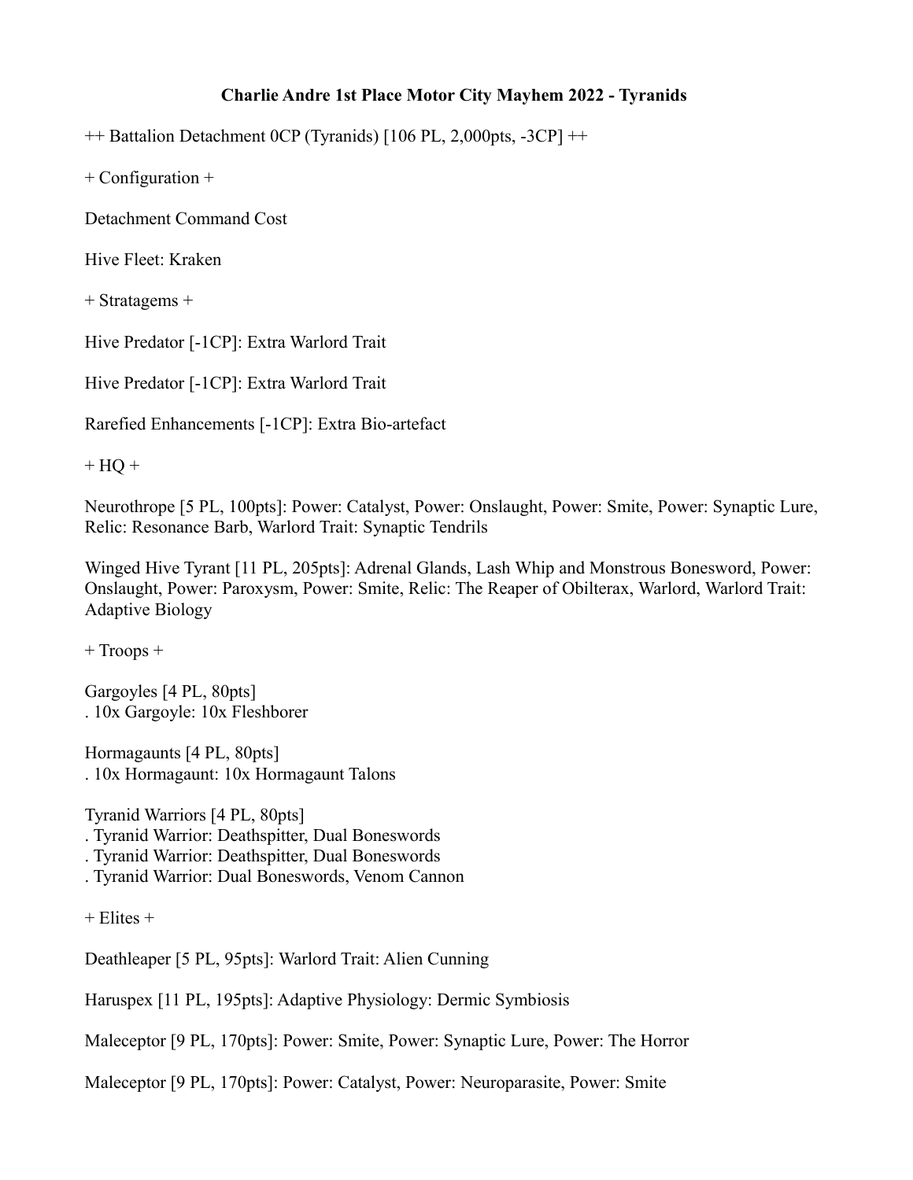# Charlie Andre 1st Place Motor City Mayhem 2022 - Tyranids

++ Battalion Detachment 0CP (Tyranids) [106 PL, 2,000pts, -3CP] ++

+ Configuration +

Detachment Command Cost

Hive Fleet: Kraken

+ Stratagems +

Hive Predator [-1CP]: Extra Warlord Trait

Hive Predator [-1CP]: Extra Warlord Trait

Rarefied Enhancements [-1CP]: Extra Bio-artefact

+ HQ +

Neurothrope [5 PL, 100pts]: Power: Catalyst, Power: Onslaught, Power: Smite, Power: Synaptic Lure, Relic: Resonance Barb, Warlord Trait: Synaptic Tendrils

Winged Hive Tyrant [11 PL, 205pts]: Adrenal Glands, Lash Whip and Monstrous Bonesword, Power: Onslaught, Power: Paroxysm, Power: Smite, Relic: The Reaper of Obilterax, Warlord, Warlord Trait: Adaptive Biology

+ Troops +

Gargoyles [4 PL, 80pts]
. 10x Gargoyle: 10x Fleshborer

Hormagaunts [4 PL, 80pts]
. 10x Hormagaunt: 10x Hormagaunt Talons

Tyranid Warriors [4 PL, 80pts]
. Tyranid Warrior: Deathspitter, Dual Boneswords
. Tyranid Warrior: Deathspitter, Dual Boneswords
. Tyranid Warrior: Dual Boneswords, Venom Cannon

+ Elites +

Deathleaper [5 PL, 95pts]: Warlord Trait: Alien Cunning

Haruspex [11 PL, 195pts]: Adaptive Physiology: Dermic Symbiosis

Maleceptor [9 PL, 170pts]: Power: Smite, Power: Synaptic Lure, Power: The Horror

Maleceptor [9 PL, 170pts]: Power: Catalyst, Power: Neuroparasite, Power: Smite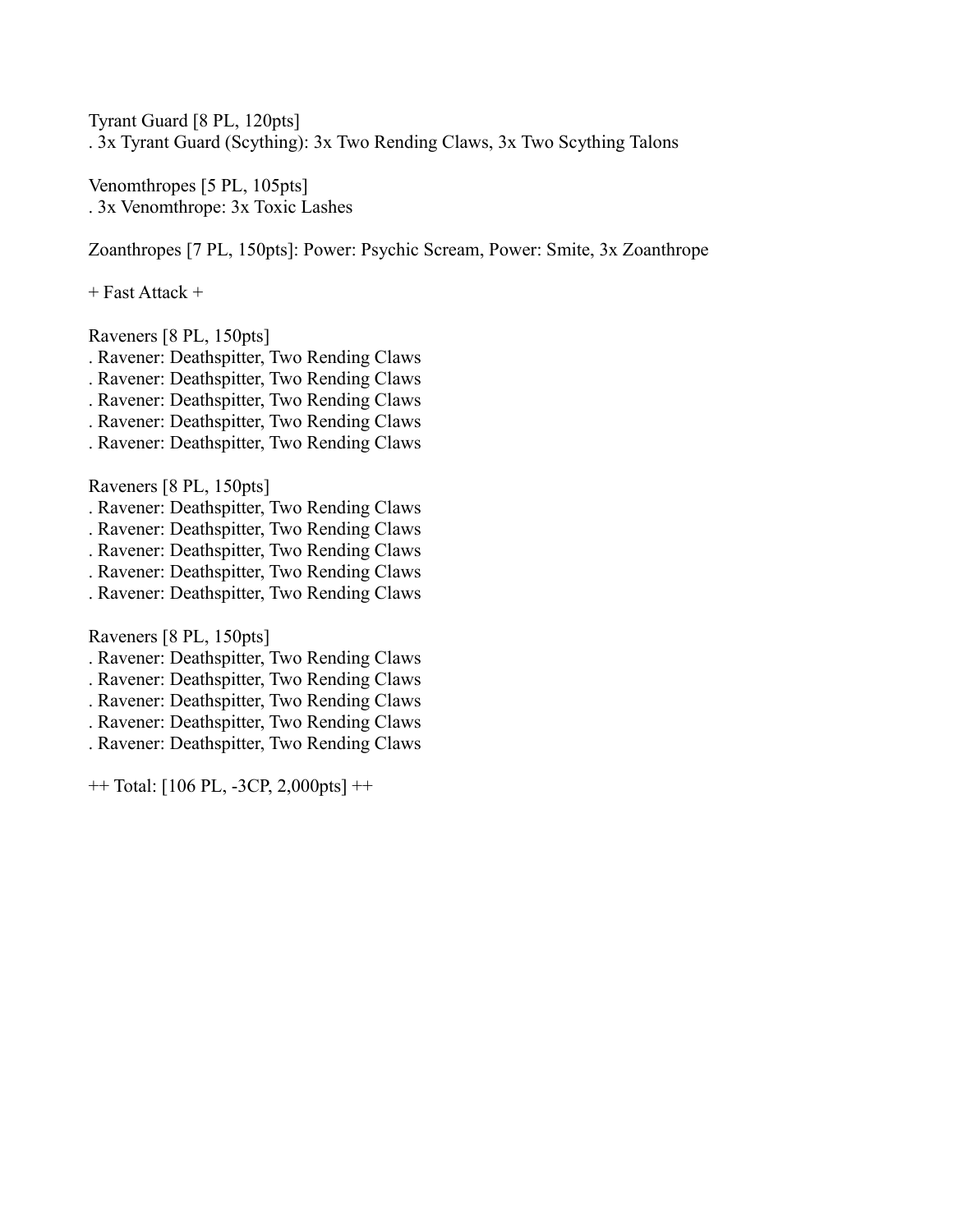Tyrant Guard [8 PL, 120pts]
. 3x Tyrant Guard (Scything): 3x Two Rending Claws, 3x Two Scything Talons

Venomthropes [5 PL, 105pts]
. 3x Venomthrope: 3x Toxic Lashes

Zoanthropes [7 PL, 150pts]: Power: Psychic Scream, Power: Smite, 3x Zoanthrope

+ Fast Attack +

Raveners [8 PL, 150pts]
. Ravener: Deathspitter, Two Rending Claws
. Ravener: Deathspitter, Two Rending Claws
. Ravener: Deathspitter, Two Rending Claws
. Ravener: Deathspitter, Two Rending Claws
. Ravener: Deathspitter, Two Rending Claws

Raveners [8 PL, 150pts]
. Ravener: Deathspitter, Two Rending Claws
. Ravener: Deathspitter, Two Rending Claws
. Ravener: Deathspitter, Two Rending Claws
. Ravener: Deathspitter, Two Rending Claws
. Ravener: Deathspitter, Two Rending Claws

Raveners [8 PL, 150pts]
. Ravener: Deathspitter, Two Rending Claws
. Ravener: Deathspitter, Two Rending Claws
. Ravener: Deathspitter, Two Rending Claws
. Ravener: Deathspitter, Two Rending Claws
. Ravener: Deathspitter, Two Rending Claws

++ Total: [106 PL, -3CP, 2,000pts] ++